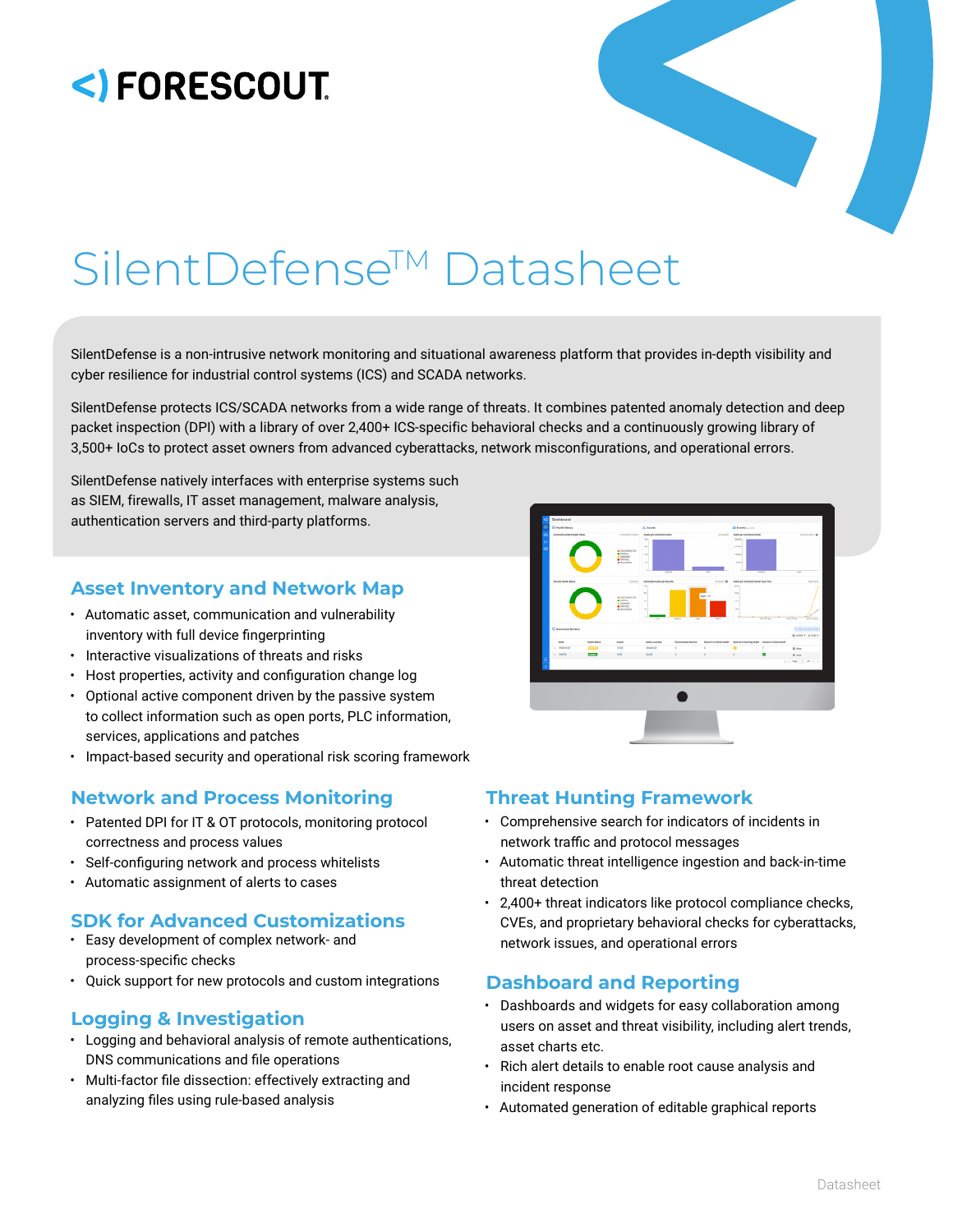# SilentDefense™ Datasheet

SilentDefense is a non-intrusive network monitoring and situational awareness platform that provides in-depth visibility and cyber resilience for industrial control systems (ICS) and SCADA networks.

SilentDefense protects ICS/SCADA networks from a wide range of threats. It combines patented anomaly detection and deep packet inspection (DPI) with a library of over 2,400+ ICS-specific behavioral checks and a continuously growing library of 3,500+ IoCs to protect asset owners from advanced cyberattacks, network misconfigurations, and operational errors.

SilentDefense natively interfaces with enterprise systems such as SIEM, firewalls, IT asset management, malware analysis, authentication servers and third-party platforms.

## Asset Inventory and Network Map

- Automatic asset, communication and vulnerability inventory with full device fingerprinting
- Interactive visualizations of threats and risks
- Host properties, activity and configuration change log
- Optional active component driven by the passive system to collect information such as open ports, PLC information, services, applications and patches
- Impact-based security and operational risk scoring framework

## Network and Process Monitoring

- Patented DPI for IT & OT protocols, monitoring protocol correctness and process values
- Self-configuring network and process whitelists
- Automatic assignment of alerts to cases

## SDK for Advanced Customizations

- Easy development of complex network- and process-specific checks
- Quick support for new protocols and custom integrations

## Logging & Investigation

- Logging and behavioral analysis of remote authentications, DNS communications and file operations
- Multi-factor file dissection: effectively extracting and analyzing files using rule-based analysis

## Threat Hunting Framework

- Comprehensive search for indicators of incidents in network traffic and protocol messages
- Automatic threat intelligence ingestion and back-in-time threat detection
- 2,400+ threat indicators like protocol compliance checks, CVEs, and proprietary behavioral checks for cyberattacks, network issues, and operational errors

## Dashboard and Reporting

- Dashboards and widgets for easy collaboration among users on asset and threat visibility, including alert trends, asset charts etc.
- Rich alert details to enable root cause analysis and incident response
- Automated generation of editable graphical reports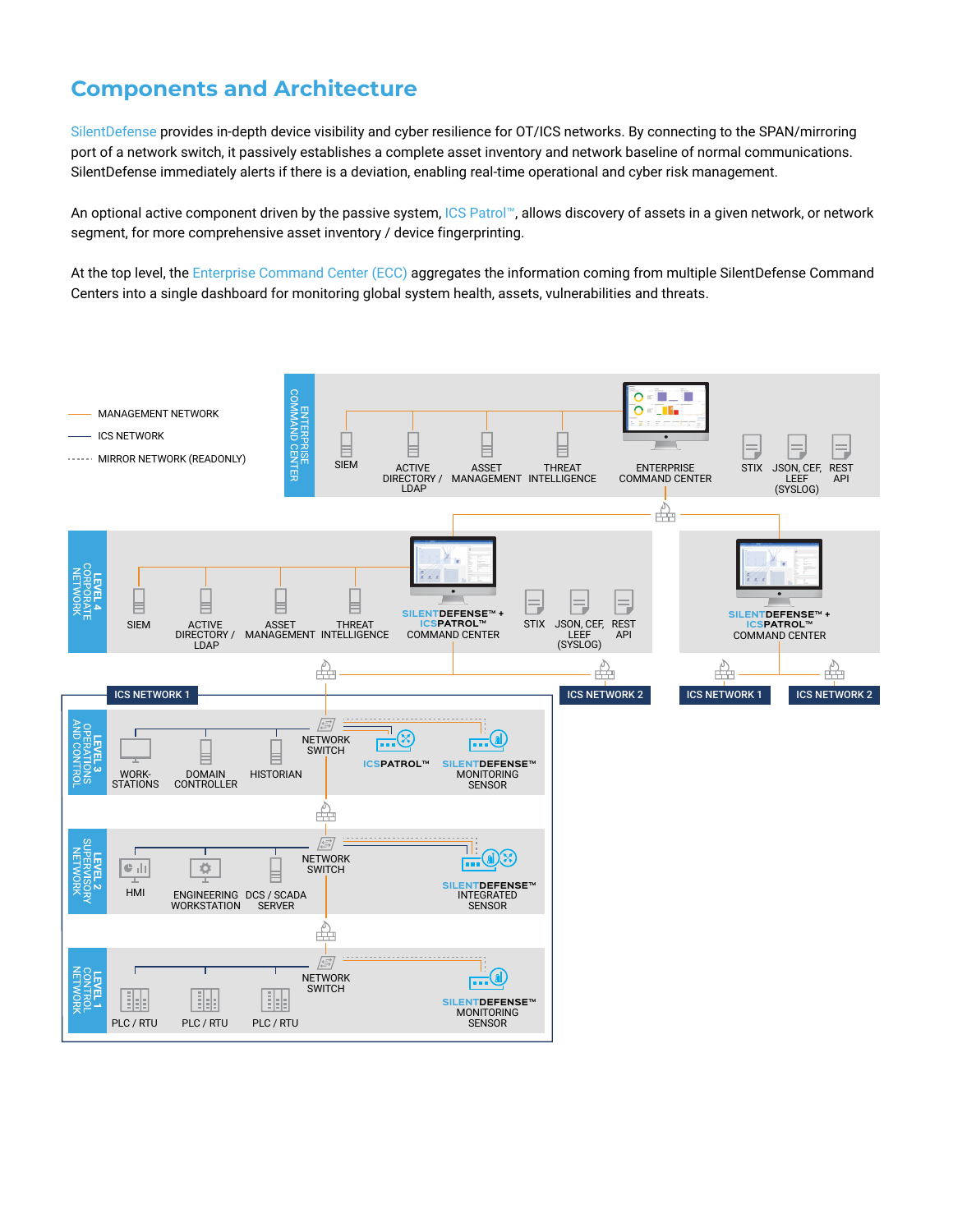## Components and Architecture

SilentDefense provides in-depth device visibility and cyber resilience for OT/ICS networks. By connecting to the SPAN/mirroring port of a network switch, it passively establishes a complete asset inventory and network baseline of normal communications. SilentDefense immediately alerts if there is a deviation, enabling real-time operational and cyber risk management.

An optional active component driven by the passive system, ICS Patrol™, allows discovery of assets in a given network, or network segment, for more comprehensive asset inventory / device fingerprinting.

At the top level, the Enterprise Command Center (ECC) aggregates the information coming from multiple SilentDefense Command Centers into a single dashboard for monitoring global system health, assets, vulnerabilities and threats.

MANAGEMENT NETWORK
ICS NETWORK
MIRROR NETWORK (READONLY)

ENTERPRISE COMMAND CENTER: SIEM, ACTIVE DIRECTORY / LDAP, ASSET MANAGEMENT, THREAT INTELLIGENCE, ENTERPRISE COMMAND CENTER, STIX, JSON, CEF, LEEF (SYSLOG), REST API

LEVEL 4 CORPORATE NETWORK: SIEM, ACTIVE DIRECTORY / LDAP, ASSET MANAGEMENT, THREAT INTELLIGENCE, SILENTDEFENSE™ + ICSPATROL™ COMMAND CENTER, STIX, JSON, CEF, LEEF (SYSLOG), REST API

SILENTDEFENSE™ + ICSPATROL™ COMMAND CENTER

ICS NETWORK 1, ICS NETWORK 2, ICS NETWORK 1, ICS NETWORK 2

LEVEL 3 OPERATIONS AND CONTROL: WORK-STATIONS, DOMAIN CONTROLLER, HISTORIAN, NETWORK SWITCH, ICSPATROL™, SILENTDEFENSE™ MONITORING SENSOR

LEVEL 2 SUPERVISORY NETWORK: HMI, ENGINEERING WORKSTATION, DCS / SCADA SERVER, NETWORK SWITCH, SILENTDEFENSE™ INTEGRATED SENSOR

LEVEL 1 CONTROL NETWORK: PLC / RTU, PLC / RTU, PLC / RTU, NETWORK SWITCH, SILENTDEFENSE™ MONITORING SENSOR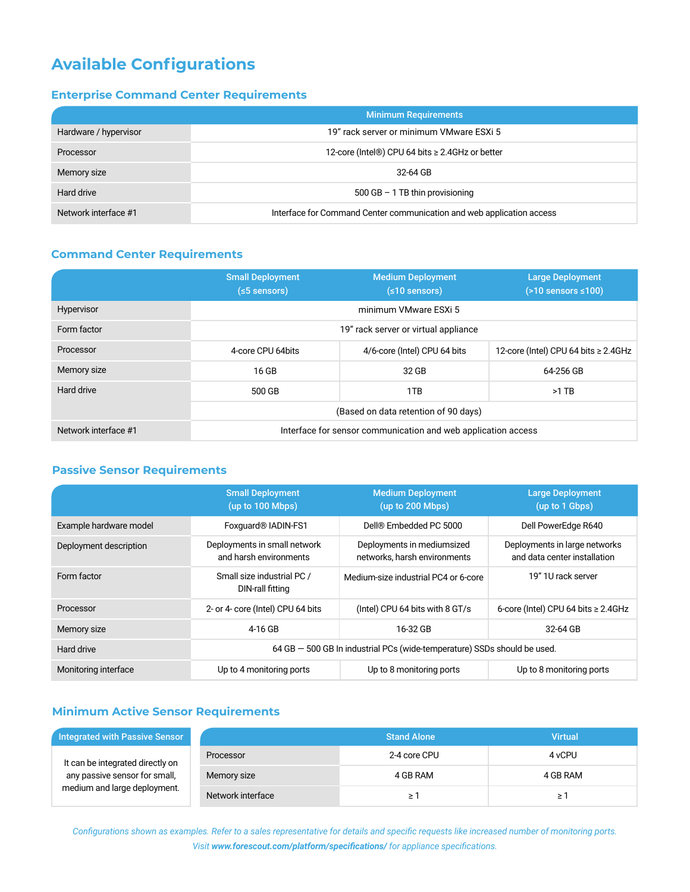# Available Configurations

## Enterprise Command Center Requirements

| | Minimum Requirements |
|---|---|
| Hardware / hypervisor | 19" rack server or minimum VMware ESXi 5 |
| Processor | 12-core (Intel®) CPU 64 bits ≥ 2.4GHz or better |
| Memory size | 32-64 GB |
| Hard drive | 500 GB – 1 TB thin provisioning |
| Network interface #1 | Interface for Command Center communication and web application access |

## Command Center Requirements

| | Small Deployment (≤5 sensors) | Medium Deployment (≤10 sensors) | Large Deployment (>10 sensors ≤100) |
|---|---|---|---|
| Hypervisor | minimum VMware ESXi 5 | | |
| Form factor | 19" rack server or virtual appliance | | |
| Processor | 4-core CPU 64bits | 4/6-core (Intel) CPU 64 bits | 12-core (Intel) CPU 64 bits ≥ 2.4GHz |
| Memory size | 16 GB | 32 GB | 64-256 GB |
| Hard drive | 500 GB | 1TB | >1 TB |
| | (Based on data retention of 90 days) | | |
| Network interface #1 | Interface for sensor communication and web application access | | |

## Passive Sensor Requirements

| | Small Deployment (up to 100 Mbps) | Medium Deployment (up to 200 Mbps) | Large Deployment (up to 1 Gbps) |
|---|---|---|---|
| Example hardware model | Foxguard® IADIN-FS1 | Dell® Embedded PC 5000 | Dell PowerEdge R640 |
| Deployment description | Deployments in small network and harsh environments | Deployments in mediumsized networks, harsh environments | Deployments in large networks and data center installation |
| Form factor | Small size industrial PC / DIN-rall fitting | Medium-size industrial PC4 or 6-core | 19" 1U rack server |
| Processor | 2- or 4- core (Intel) CPU 64 bits | (Intel) CPU 64 bits with 8 GT/s | 6-core (Intel) CPU 64 bits ≥ 2.4GHz |
| Memory size | 4-16 GB | 16-32 GB | 32-64 GB |
| Hard drive | 64 GB — 500 GB In industrial PCs (wide-temperature) SSDs should be used. | | |
| Monitoring interface | Up to 4 monitoring ports | Up to 8 monitoring ports | Up to 8 monitoring ports |

## Minimum Active Sensor Requirements

| Integrated with Passive Sensor |
|---|
| It can be integrated directly on any passive sensor for small, medium and large deployment. |

| | Stand Alone | Virtual |
|---|---|---|
| Processor | 2-4 core CPU | 4 vCPU |
| Memory size | 4 GB RAM | 4 GB RAM |
| Network interface | ≥ 1 | ≥ 1 |

*Configurations shown as examples. Refer to a sales representative for details and specific requests like increased number of monitoring ports. Visit **www.forescout.com/platform/specifications/** for appliance specifications.*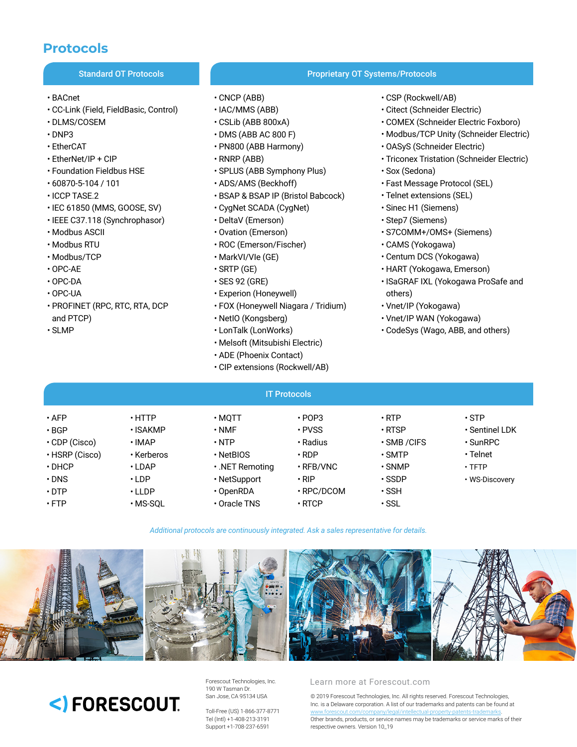## Protocols

### Standard OT Protocols

- BACnet
- CC-Link (Field, FieldBasic, Control)
- DLMS/COSEM
- DNP3
- EtherCAT
- EtherNet/IP + CIP
- Foundation Fieldbus HSE
- 60870-5-104 / 101
- ICCP TASE.2
- IEC 61850 (MMS, GOOSE, SV)
- IEEE C37.118 (Synchrophasor)
- Modbus ASCII
- Modbus RTU
- Modbus/TCP
- OPC-AE
- OPC-DA
- OPC-UA
- PROFINET (RPC, RTC, RTA, DCP and PTCP)
- SLMP

### Proprietary OT Systems/Protocols

- CNCP (ABB)
- IAC/MMS (ABB)
- CSLib (ABB 800xA)
- DMS (ABB AC 800 F)
- PN800 (ABB Harmony)
- RNRP (ABB)
- SPLUS (ABB Symphony Plus)
- ADS/AMS (Beckhoff)
- BSAP & BSAP IP (Bristol Babcock)
- CygNet SCADA (CygNet)
- DeltaV (Emerson)
- Ovation (Emerson)
- ROC (Emerson/Fischer)
- MarkVI/VIe (GE)
- SRTP (GE)
- SES 92 (GRE)
- Experion (Honeywell)
- FOX (Honeywell Niagara / Tridium)
- NetIO (Kongsberg)
- LonTalk (LonWorks)
- Melsoft (Mitsubishi Electric)
- ADE (Phoenix Contact)
- CIP extensions (Rockwell/AB)
- CSP (Rockwell/AB)
- Citect (Schneider Electric)
- COMEX (Schneider Electric Foxboro)
- Modbus/TCP Unity (Schneider Electric)
- OASyS (Schneider Electric)
- Triconex Tristation (Schneider Electric)
- Sox (Sedona)
- Fast Message Protocol (SEL)
- Telnet extensions (SEL)
- Sinec H1 (Siemens)
- Step7 (Siemens)
- S7COMM+/OMS+ (Siemens)
- CAMS (Yokogawa)
- Centum DCS (Yokogawa)
- HART (Yokogawa, Emerson)
- ISaGRAF IXL (Yokogawa ProSafe and others)
- Vnet/IP (Yokogawa)
- Vnet/IP WAN (Yokogawa)
- CodeSys (Wago, ABB, and others)

### IT Protocols

- AFP
- BGP
- CDP (Cisco)
- HSRP (Cisco)
- DHCP
- DNS
- DTP
- FTP
- HTTP
- ISAKMP
- IMAP
- Kerberos
- LDAP
- LDP
- LLDP
- MS-SQL
- MQTT
- NMF
- NTP
- NetBIOS
- .NET Remoting
- NetSupport
- OpenRDA
- Oracle TNS
- POP3
- PVSS
- Radius
- RDP
- RFB/VNC
- RIP
- RPC/DCOM
- RTCP
- RTP
- RTSP
- SMB /CIFS
- SMTP
- SNMP
- SSDP
- SSH
- SSL
- STP
- Sentinel LDK
- SunRPC
- Telnet
- TFTP
- WS-Discovery

*Additional protocols are continuously integrated. Ask a sales representative for details.*

FORESCOUT

Forescout Technologies, Inc.
190 W Tasman Dr.
San Jose, CA 95134 USA

Toll-Free (US) 1-866-377-8771
Tel (Intl) +1-408-213-3191
Support +1-708-237-6591

Learn more at Forescout.com

© 2019 Forescout Technologies, Inc. All rights reserved. Forescout Technologies, Inc. is a Delaware corporation. A list of our trademarks and patents can be found at www.forescout.com/company/legal/intellectual-property-patents-trademarks. Other brands, products, or service names may be trademarks or service marks of their respective owners. Version 10_19